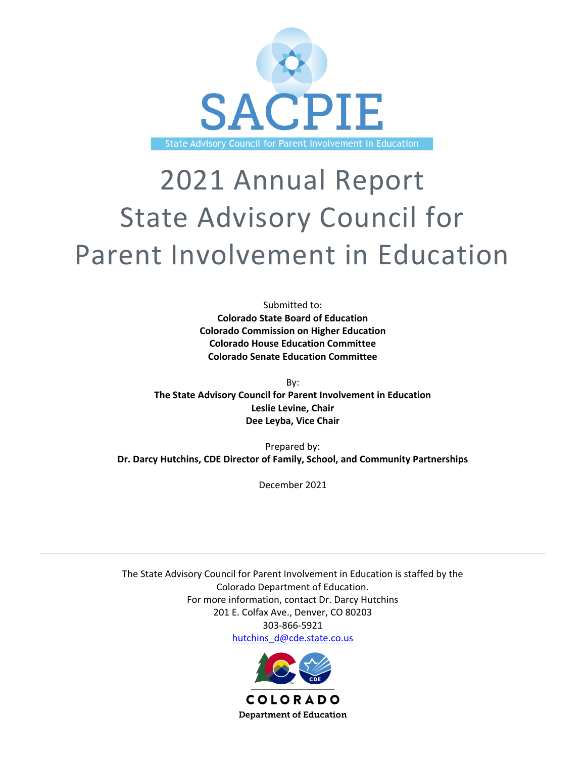SACPIE

State Advisory Council for Parent Involvement in Education

# 2021 Annual Report State Advisory Council for Parent Involvement in Education

Submitted to:
**Colorado State Board of Education**
**Colorado Commission on Higher Education**
**Colorado House Education Committee**
**Colorado Senate Education Committee**

By:
**The State Advisory Council for Parent Involvement in Education**
**Leslie Levine, Chair**
**Dee Leyba, Vice Chair**

Prepared by:
**Dr. Darcy Hutchins, CDE Director of Family, School, and Community Partnerships**

December 2021

---

The State Advisory Council for Parent Involvement in Education is staffed by the Colorado Department of Education.
For more information, contact Dr. Darcy Hutchins
201 E. Colfax Ave., Denver, CO 80203
303-866-5921
hutchins_d@cde.state.co.us

COLORADO
Department of Education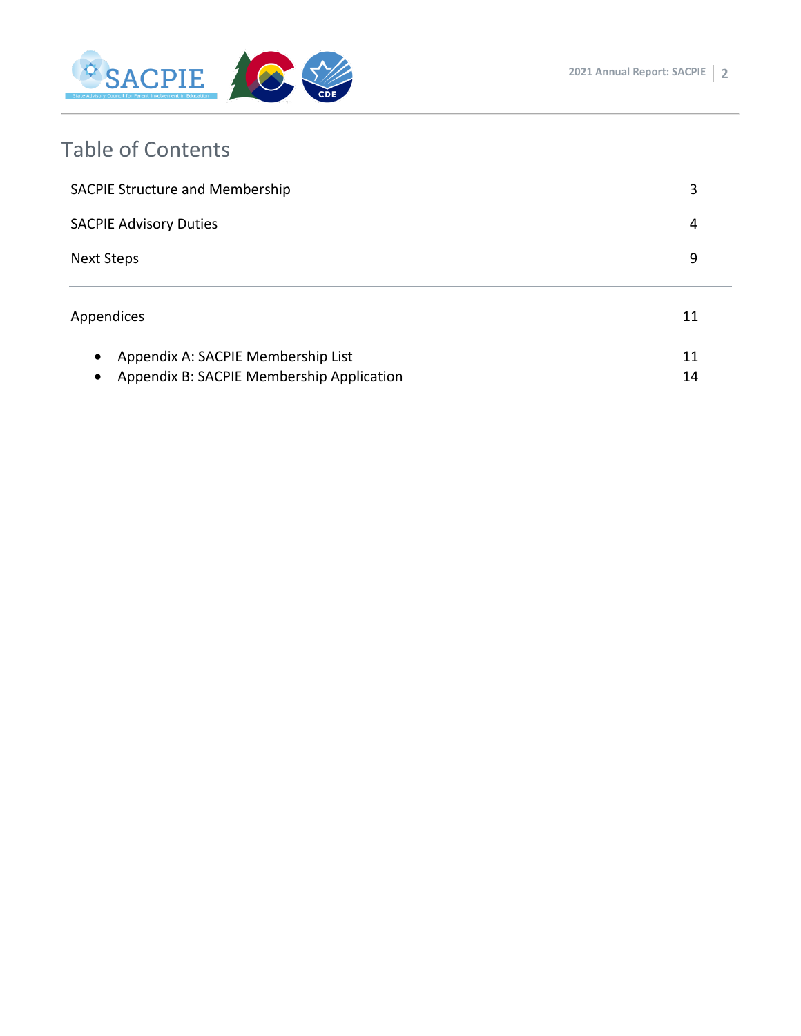# Table of Contents

| | |
|---|---|
| SACPIE Structure and Membership | 3 |
| SACPIE Advisory Duties | 4 |
| Next Steps | 9 |
| Appendices | 11 |
| • Appendix A: SACPIE Membership List | 11 |
| • Appendix B: SACPIE Membership Application | 14 |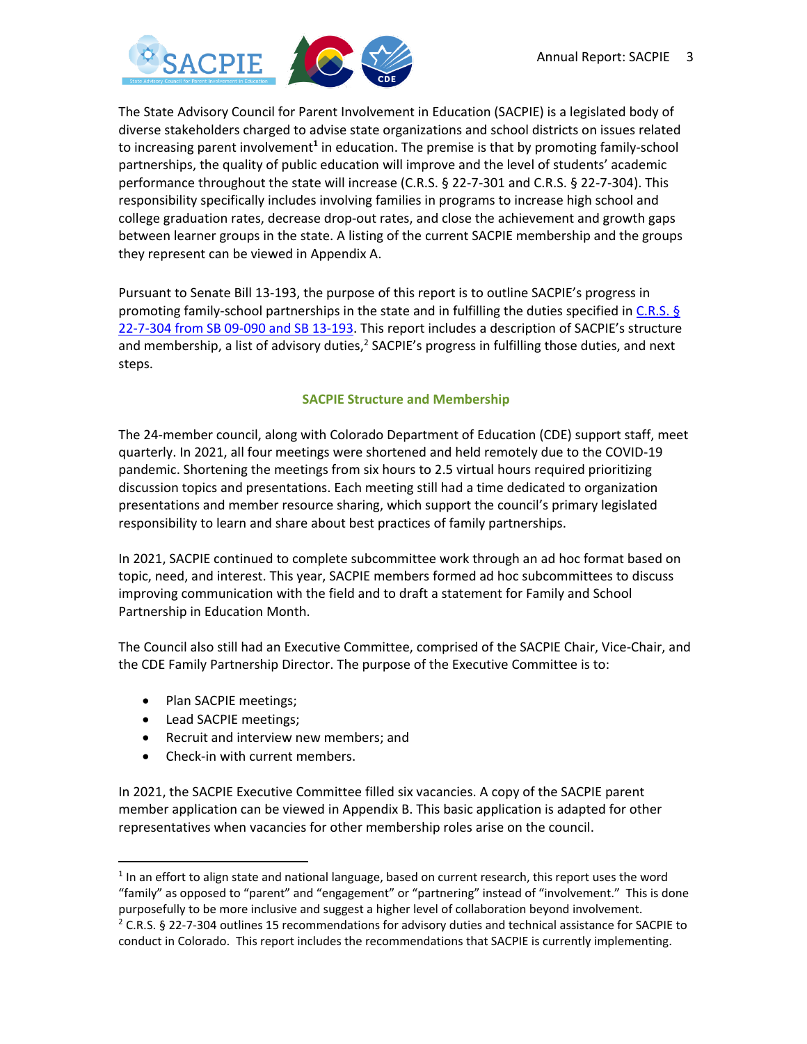The State Advisory Council for Parent Involvement in Education (SACPIE) is a legislated body of diverse stakeholders charged to advise state organizations and school districts on issues related to increasing parent involvement[1] in education. The premise is that by promoting family-school partnerships, the quality of public education will improve and the level of students' academic performance throughout the state will increase (C.R.S. § 22-7-301 and C.R.S. § 22-7-304). This responsibility specifically includes involving families in programs to increase high school and college graduation rates, decrease drop-out rates, and close the achievement and growth gaps between learner groups in the state. A listing of the current SACPIE membership and the groups they represent can be viewed in Appendix A.

Pursuant to Senate Bill 13-193, the purpose of this report is to outline SACPIE's progress in promoting family-school partnerships in the state and in fulfilling the duties specified in C.R.S. § 22-7-304 from SB 09-090 and SB 13-193. This report includes a description of SACPIE's structure and membership, a list of advisory duties,[2] SACPIE's progress in fulfilling those duties, and next steps.

## SACPIE Structure and Membership

The 24-member council, along with Colorado Department of Education (CDE) support staff, meet quarterly. In 2021, all four meetings were shortened and held remotely due to the COVID-19 pandemic. Shortening the meetings from six hours to 2.5 virtual hours required prioritizing discussion topics and presentations. Each meeting still had a time dedicated to organization presentations and member resource sharing, which support the council's primary legislated responsibility to learn and share about best practices of family partnerships.

In 2021, SACPIE continued to complete subcommittee work through an ad hoc format based on topic, need, and interest. This year, SACPIE members formed ad hoc subcommittees to discuss improving communication with the field and to draft a statement for Family and School Partnership in Education Month.

The Council also still had an Executive Committee, comprised of the SACPIE Chair, Vice-Chair, and the CDE Family Partnership Director. The purpose of the Executive Committee is to:

- Plan SACPIE meetings;
- Lead SACPIE meetings;
- Recruit and interview new members; and
- Check-in with current members.

In 2021, the SACPIE Executive Committee filled six vacancies. A copy of the SACPIE parent member application can be viewed in Appendix B. This basic application is adapted for other representatives when vacancies for other membership roles arise on the council.

---

[1] In an effort to align state and national language, based on current research, this report uses the word "family" as opposed to "parent" and "engagement" or "partnering" instead of "involvement." This is done purposefully to be more inclusive and suggest a higher level of collaboration beyond involvement.

[2] C.R.S. § 22-7-304 outlines 15 recommendations for advisory duties and technical assistance for SACPIE to conduct in Colorado. This report includes the recommendations that SACPIE is currently implementing.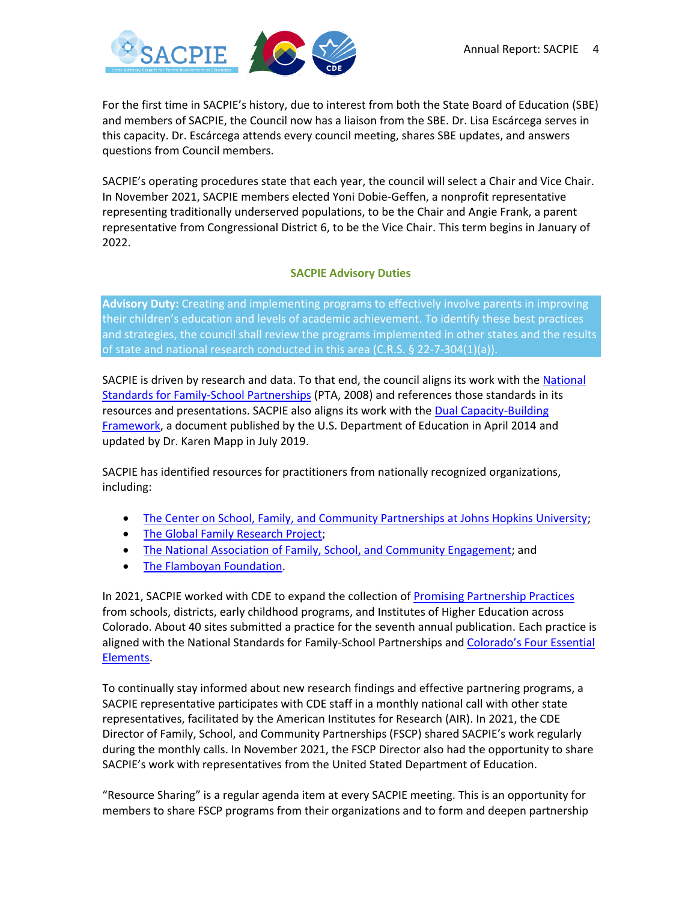For the first time in SACPIE's history, due to interest from both the State Board of Education (SBE) and members of SACPIE, the Council now has a liaison from the SBE. Dr. Lisa Escárcega serves in this capacity. Dr. Escárcega attends every council meeting, shares SBE updates, and answers questions from Council members.

SACPIE's operating procedures state that each year, the council will select a Chair and Vice Chair. In November 2021, SACPIE members elected Yoni Dobie-Geffen, a nonprofit representative representing traditionally underserved populations, to be the Chair and Angie Frank, a parent representative from Congressional District 6, to be the Vice Chair. This term begins in January of 2022.

## SACPIE Advisory Duties

**Advisory Duty:** Creating and implementing programs to effectively involve parents in improving their children's education and levels of academic achievement. To identify these best practices and strategies, the council shall review the programs implemented in other states and the results of state and national research conducted in this area (C.R.S. § 22-7-304(1)(a)).

SACPIE is driven by research and data. To that end, the council aligns its work with the National Standards for Family-School Partnerships (PTA, 2008) and references those standards in its resources and presentations. SACPIE also aligns its work with the Dual Capacity-Building Framework, a document published by the U.S. Department of Education in April 2014 and updated by Dr. Karen Mapp in July 2019.

SACPIE has identified resources for practitioners from nationally recognized organizations, including:

- The Center on School, Family, and Community Partnerships at Johns Hopkins University;
- The Global Family Research Project;
- The National Association of Family, School, and Community Engagement; and
- The Flamboyan Foundation.

In 2021, SACPIE worked with CDE to expand the collection of Promising Partnership Practices from schools, districts, early childhood programs, and Institutes of Higher Education across Colorado. About 40 sites submitted a practice for the seventh annual publication. Each practice is aligned with the National Standards for Family-School Partnerships and Colorado's Four Essential Elements.

To continually stay informed about new research findings and effective partnering programs, a SACPIE representative participates with CDE staff in a monthly national call with other state representatives, facilitated by the American Institutes for Research (AIR). In 2021, the CDE Director of Family, School, and Community Partnerships (FSCP) shared SACPIE's work regularly during the monthly calls. In November 2021, the FSCP Director also had the opportunity to share SACPIE's work with representatives from the United Stated Department of Education.

"Resource Sharing" is a regular agenda item at every SACPIE meeting. This is an opportunity for members to share FSCP programs from their organizations and to form and deepen partnership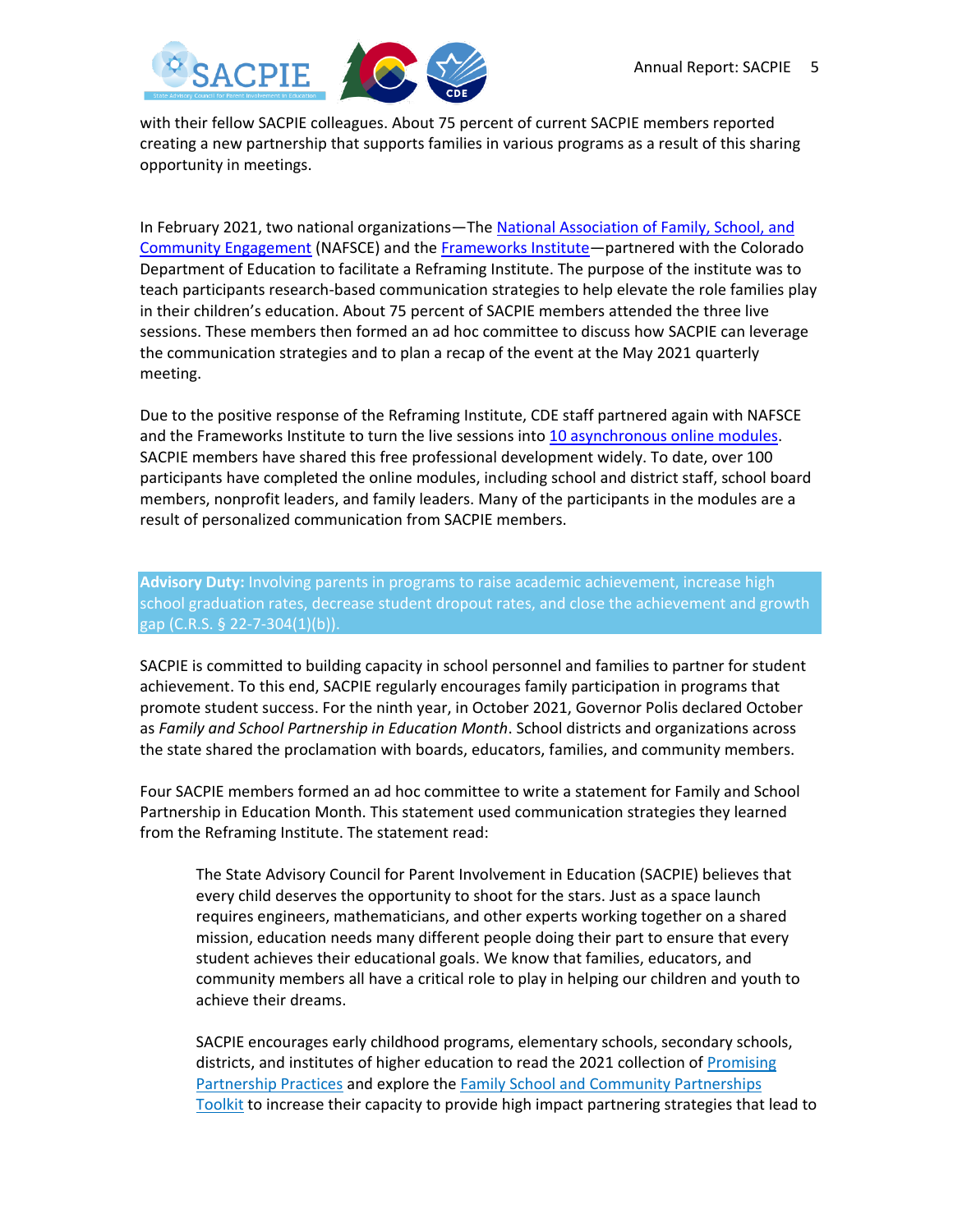with their fellow SACPIE colleagues. About 75 percent of current SACPIE members reported creating a new partnership that supports families in various programs as a result of this sharing opportunity in meetings.

In February 2021, two national organizations—The National Association of Family, School, and Community Engagement (NAFSCE) and the Frameworks Institute—partnered with the Colorado Department of Education to facilitate a Reframing Institute. The purpose of the institute was to teach participants research-based communication strategies to help elevate the role families play in their children's education. About 75 percent of SACPIE members attended the three live sessions. These members then formed an ad hoc committee to discuss how SACPIE can leverage the communication strategies and to plan a recap of the event at the May 2021 quarterly meeting.

Due to the positive response of the Reframing Institute, CDE staff partnered again with NAFSCE and the Frameworks Institute to turn the live sessions into 10 asynchronous online modules. SACPIE members have shared this free professional development widely. To date, over 100 participants have completed the online modules, including school and district staff, school board members, nonprofit leaders, and family leaders. Many of the participants in the modules are a result of personalized communication from SACPIE members.

**Advisory Duty:** Involving parents in programs to raise academic achievement, increase high school graduation rates, decrease student dropout rates, and close the achievement and growth gap (C.R.S. § 22-7-304(1)(b)).

SACPIE is committed to building capacity in school personnel and families to partner for student achievement. To this end, SACPIE regularly encourages family participation in programs that promote student success. For the ninth year, in October 2021, Governor Polis declared October as *Family and School Partnership in Education Month*. School districts and organizations across the state shared the proclamation with boards, educators, families, and community members.

Four SACPIE members formed an ad hoc committee to write a statement for Family and School Partnership in Education Month. This statement used communication strategies they learned from the Reframing Institute. The statement read:

> The State Advisory Council for Parent Involvement in Education (SACPIE) believes that every child deserves the opportunity to shoot for the stars. Just as a space launch requires engineers, mathematicians, and other experts working together on a shared mission, education needs many different people doing their part to ensure that every student achieves their educational goals. We know that families, educators, and community members all have a critical role to play in helping our children and youth to achieve their dreams.
>
> SACPIE encourages early childhood programs, elementary schools, secondary schools, districts, and institutes of higher education to read the 2021 collection of Promising Partnership Practices and explore the Family School and Community Partnerships Toolkit to increase their capacity to provide high impact partnering strategies that lead to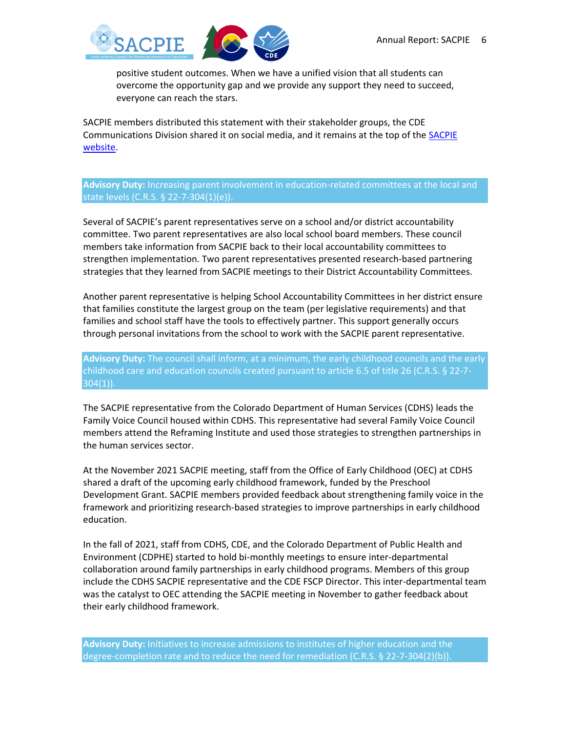positive student outcomes. When we have a unified vision that all students can overcome the opportunity gap and we provide any support they need to succeed, everyone can reach the stars.

SACPIE members distributed this statement with their stakeholder groups, the CDE Communications Division shared it on social media, and it remains at the top of the [SACPIE website](#).

**Advisory Duty:** Increasing parent involvement in education-related committees at the local and state levels (C.R.S. § 22-7-304(1)(e)).

Several of SACPIE's parent representatives serve on a school and/or district accountability committee. Two parent representatives are also local school board members. These council members take information from SACPIE back to their local accountability committees to strengthen implementation. Two parent representatives presented research-based partnering strategies that they learned from SACPIE meetings to their District Accountability Committees.

Another parent representative is helping School Accountability Committees in her district ensure that families constitute the largest group on the team (per legislative requirements) and that families and school staff have the tools to effectively partner. This support generally occurs through personal invitations from the school to work with the SACPIE parent representative.

**Advisory Duty:** The council shall inform, at a minimum, the early childhood councils and the early childhood care and education councils created pursuant to article 6.5 of title 26 (C.R.S. § 22-7-304(1)).

The SACPIE representative from the Colorado Department of Human Services (CDHS) leads the Family Voice Council housed within CDHS. This representative had several Family Voice Council members attend the Reframing Institute and used those strategies to strengthen partnerships in the human services sector.

At the November 2021 SACPIE meeting, staff from the Office of Early Childhood (OEC) at CDHS shared a draft of the upcoming early childhood framework, funded by the Preschool Development Grant. SACPIE members provided feedback about strengthening family voice in the framework and prioritizing research-based strategies to improve partnerships in early childhood education.

In the fall of 2021, staff from CDHS, CDE, and the Colorado Department of Public Health and Environment (CDPHE) started to hold bi-monthly meetings to ensure inter-departmental collaboration around family partnerships in early childhood programs. Members of this group include the CDHS SACPIE representative and the CDE FSCP Director. This inter-departmental team was the catalyst to OEC attending the SACPIE meeting in November to gather feedback about their early childhood framework.

**Advisory Duty:** Initiatives to increase admissions to institutes of higher education and the degree-completion rate and to reduce the need for remediation (C.R.S. § 22-7-304(2)(b)).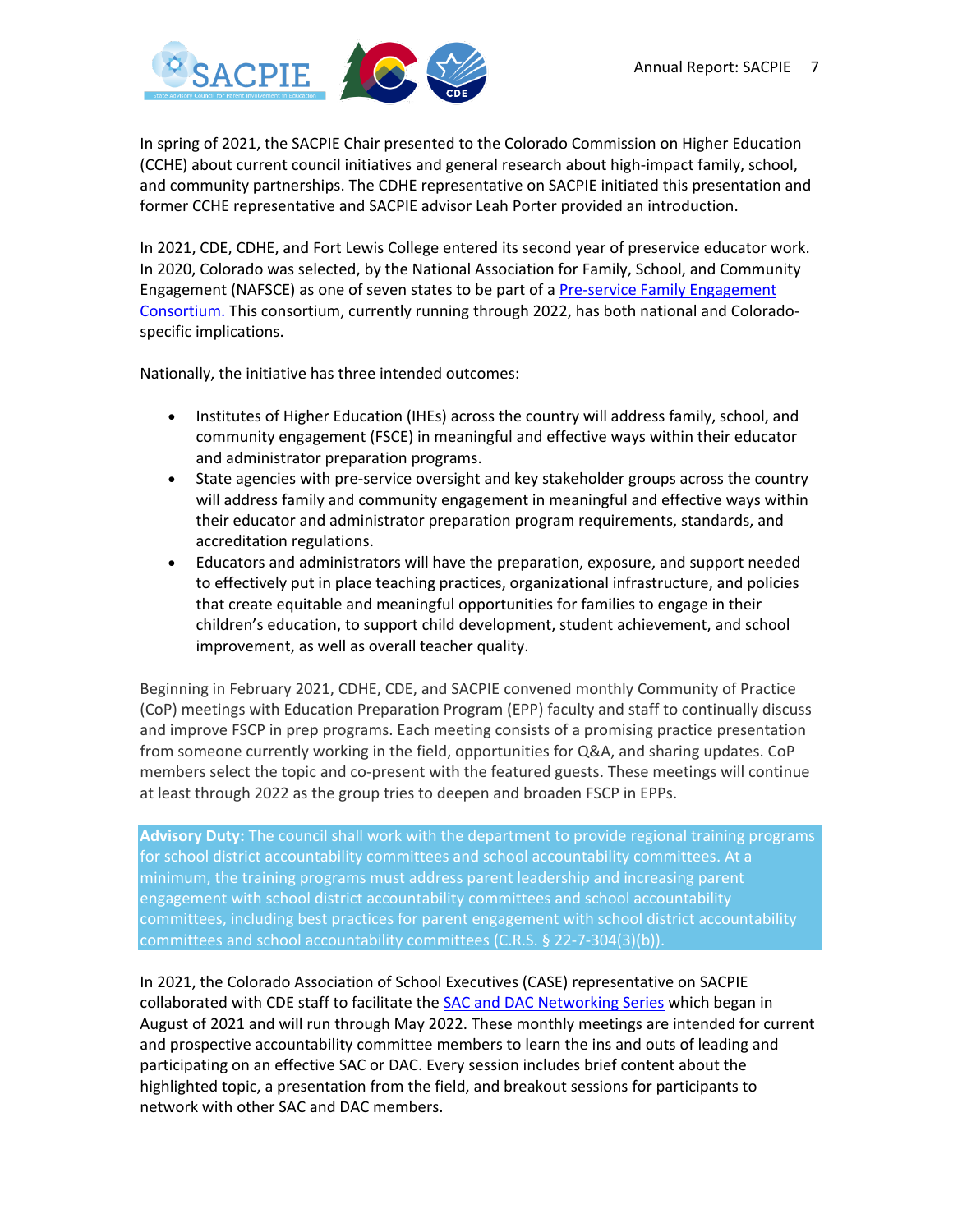In spring of 2021, the SACPIE Chair presented to the Colorado Commission on Higher Education (CCHE) about current council initiatives and general research about high-impact family, school, and community partnerships. The CDHE representative on SACPIE initiated this presentation and former CCHE representative and SACPIE advisor Leah Porter provided an introduction.

In 2021, CDE, CDHE, and Fort Lewis College entered its second year of preservice educator work. In 2020, Colorado was selected, by the National Association for Family, School, and Community Engagement (NAFSCE) as one of seven states to be part of a [Pre-service Family Engagement Consortium.](#) This consortium, currently running through 2022, has both national and Colorado-specific implications.

Nationally, the initiative has three intended outcomes:

- Institutes of Higher Education (IHEs) across the country will address family, school, and community engagement (FSCE) in meaningful and effective ways within their educator and administrator preparation programs.
- State agencies with pre-service oversight and key stakeholder groups across the country will address family and community engagement in meaningful and effective ways within their educator and administrator preparation program requirements, standards, and accreditation regulations.
- Educators and administrators will have the preparation, exposure, and support needed to effectively put in place teaching practices, organizational infrastructure, and policies that create equitable and meaningful opportunities for families to engage in their children's education, to support child development, student achievement, and school improvement, as well as overall teacher quality.

Beginning in February 2021, CDHE, CDE, and SACPIE convened monthly Community of Practice (CoP) meetings with Education Preparation Program (EPP) faculty and staff to continually discuss and improve FSCP in prep programs. Each meeting consists of a promising practice presentation from someone currently working in the field, opportunities for Q&A, and sharing updates. CoP members select the topic and co-present with the featured guests. These meetings will continue at least through 2022 as the group tries to deepen and broaden FSCP in EPPs.

**Advisory Duty:** The council shall work with the department to provide regional training programs for school district accountability committees and school accountability committees. At a minimum, the training programs must address parent leadership and increasing parent engagement with school district accountability committees and school accountability committees, including best practices for parent engagement with school district accountability committees and school accountability committees (C.R.S. § 22-7-304(3)(b)).

In 2021, the Colorado Association of School Executives (CASE) representative on SACPIE collaborated with CDE staff to facilitate the [SAC and DAC Networking Series](#) which began in August of 2021 and will run through May 2022. These monthly meetings are intended for current and prospective accountability committee members to learn the ins and outs of leading and participating on an effective SAC or DAC. Every session includes brief content about the highlighted topic, a presentation from the field, and breakout sessions for participants to network with other SAC and DAC members.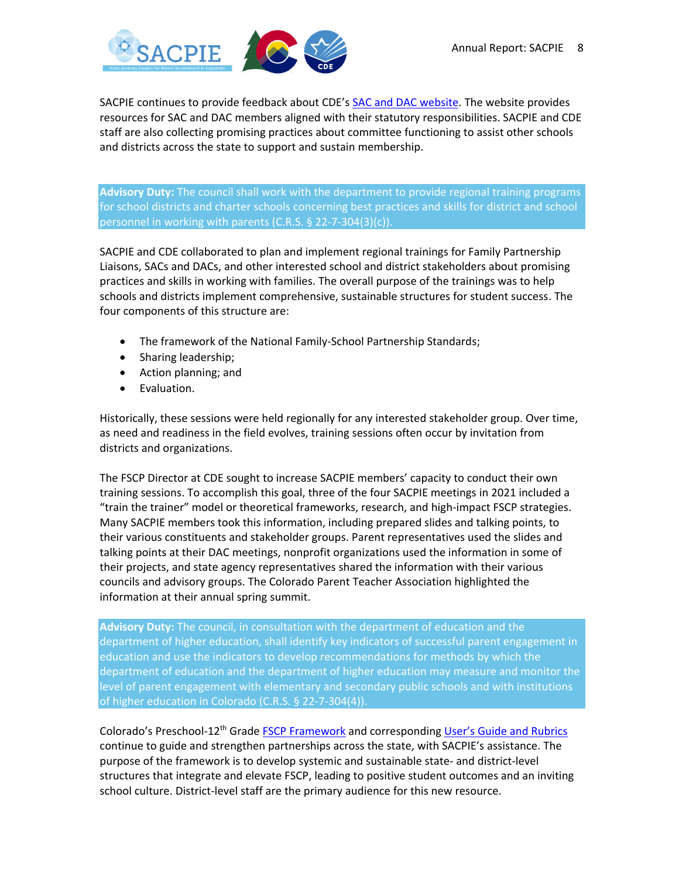SACPIE continues to provide feedback about CDE's SAC and DAC website. The website provides resources for SAC and DAC members aligned with their statutory responsibilities. SACPIE and CDE staff are also collecting promising practices about committee functioning to assist other schools and districts across the state to support and sustain membership.

**Advisory Duty:** The council shall work with the department to provide regional training programs for school districts and charter schools concerning best practices and skills for district and school personnel in working with parents (C.R.S. § 22-7-304(3)(c)).

SACPIE and CDE collaborated to plan and implement regional trainings for Family Partnership Liaisons, SACs and DACs, and other interested school and district stakeholders about promising practices and skills in working with families. The overall purpose of the trainings was to help schools and districts implement comprehensive, sustainable structures for student success. The four components of this structure are:

- The framework of the National Family-School Partnership Standards;
- Sharing leadership;
- Action planning; and
- Evaluation.

Historically, these sessions were held regionally for any interested stakeholder group. Over time, as need and readiness in the field evolves, training sessions often occur by invitation from districts and organizations.

The FSCP Director at CDE sought to increase SACPIE members' capacity to conduct their own training sessions. To accomplish this goal, three of the four SACPIE meetings in 2021 included a "train the trainer" model or theoretical frameworks, research, and high-impact FSCP strategies. Many SACPIE members took this information, including prepared slides and talking points, to their various constituents and stakeholder groups. Parent representatives used the slides and talking points at their DAC meetings, nonprofit organizations used the information in some of their projects, and state agency representatives shared the information with their various councils and advisory groups. The Colorado Parent Teacher Association highlighted the information at their annual spring summit.

**Advisory Duty:** The council, in consultation with the department of education and the department of higher education, shall identify key indicators of successful parent engagement in education and use the indicators to develop recommendations for methods by which the department of education and the department of higher education may measure and monitor the level of parent engagement with elementary and secondary public schools and with institutions of higher education in Colorado (C.R.S. § 22-7-304(4)).

Colorado's Preschool-12th Grade FSCP Framework and corresponding User's Guide and Rubrics continue to guide and strengthen partnerships across the state, with SACPIE's assistance. The purpose of the framework is to develop systemic and sustainable state- and district-level structures that integrate and elevate FSCP, leading to positive student outcomes and an inviting school culture. District-level staff are the primary audience for this new resource.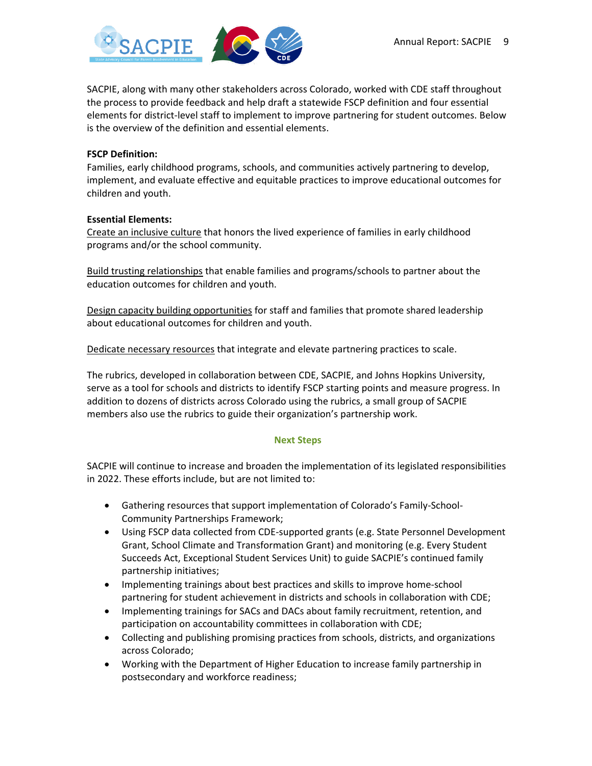SACPIE, along with many other stakeholders across Colorado, worked with CDE staff throughout the process to provide feedback and help draft a statewide FSCP definition and four essential elements for district-level staff to implement to improve partnering for student outcomes. Below is the overview of the definition and essential elements.

**FSCP Definition:**
Families, early childhood programs, schools, and communities actively partnering to develop, implement, and evaluate effective and equitable practices to improve educational outcomes for children and youth.

**Essential Elements:**
Create an inclusive culture that honors the lived experience of families in early childhood programs and/or the school community.

Build trusting relationships that enable families and programs/schools to partner about the education outcomes for children and youth.

Design capacity building opportunities for staff and families that promote shared leadership about educational outcomes for children and youth.

Dedicate necessary resources that integrate and elevate partnering practices to scale.

The rubrics, developed in collaboration between CDE, SACPIE, and Johns Hopkins University, serve as a tool for schools and districts to identify FSCP starting points and measure progress. In addition to dozens of districts across Colorado using the rubrics, a small group of SACPIE members also use the rubrics to guide their organization's partnership work.

## Next Steps

SACPIE will continue to increase and broaden the implementation of its legislated responsibilities in 2022. These efforts include, but are not limited to:

- Gathering resources that support implementation of Colorado's Family-School-Community Partnerships Framework;
- Using FSCP data collected from CDE-supported grants (e.g. State Personnel Development Grant, School Climate and Transformation Grant) and monitoring (e.g. Every Student Succeeds Act, Exceptional Student Services Unit) to guide SACPIE's continued family partnership initiatives;
- Implementing trainings about best practices and skills to improve home-school partnering for student achievement in districts and schools in collaboration with CDE;
- Implementing trainings for SACs and DACs about family recruitment, retention, and participation on accountability committees in collaboration with CDE;
- Collecting and publishing promising practices from schools, districts, and organizations across Colorado;
- Working with the Department of Higher Education to increase family partnership in postsecondary and workforce readiness;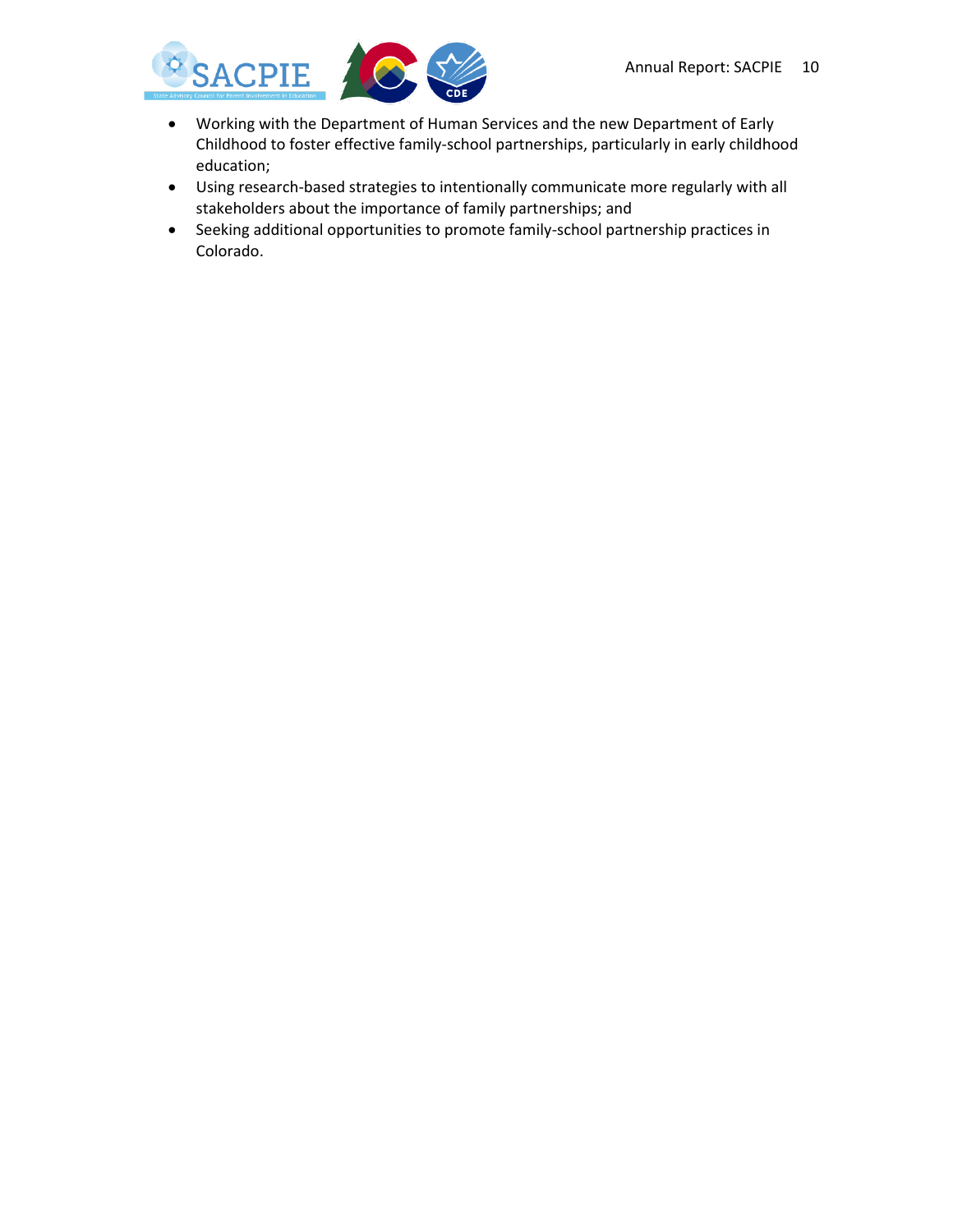- Working with the Department of Human Services and the new Department of Early Childhood to foster effective family-school partnerships, particularly in early childhood education;
- Using research-based strategies to intentionally communicate more regularly with all stakeholders about the importance of family partnerships; and
- Seeking additional opportunities to promote family-school partnership practices in Colorado.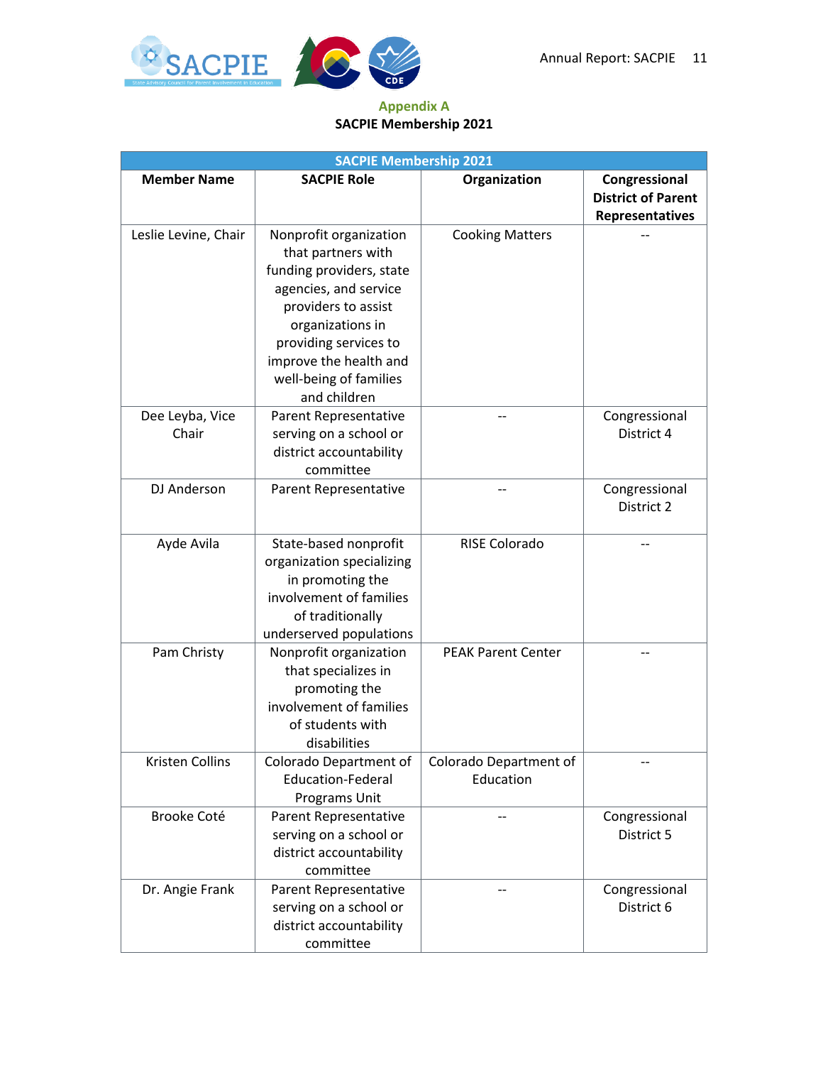## Appendix A

### SACPIE Membership 2021

| SACPIE Membership 2021 | | | |
|---|---|---|---|
| **Member Name** | **SACPIE Role** | **Organization** | **Congressional District of Parent Representatives** |
| Leslie Levine, Chair | Nonprofit organization that partners with funding providers, state agencies, and service providers to assist organizations in providing services to improve the health and well-being of families and children | Cooking Matters | -- |
| Dee Leyba, Vice Chair | Parent Representative serving on a school or district accountability committee | -- | Congressional District 4 |
| DJ Anderson | Parent Representative | -- | Congressional District 2 |
| Ayde Avila | State-based nonprofit organization specializing in promoting the involvement of families of traditionally underserved populations | RISE Colorado | -- |
| Pam Christy | Nonprofit organization that specializes in promoting the involvement of families of students with disabilities | PEAK Parent Center | -- |
| Kristen Collins | Colorado Department of Education-Federal Programs Unit | Colorado Department of Education | -- |
| Brooke Coté | Parent Representative serving on a school or district accountability committee | -- | Congressional District 5 |
| Dr. Angie Frank | Parent Representative serving on a school or district accountability committee | -- | Congressional District 6 |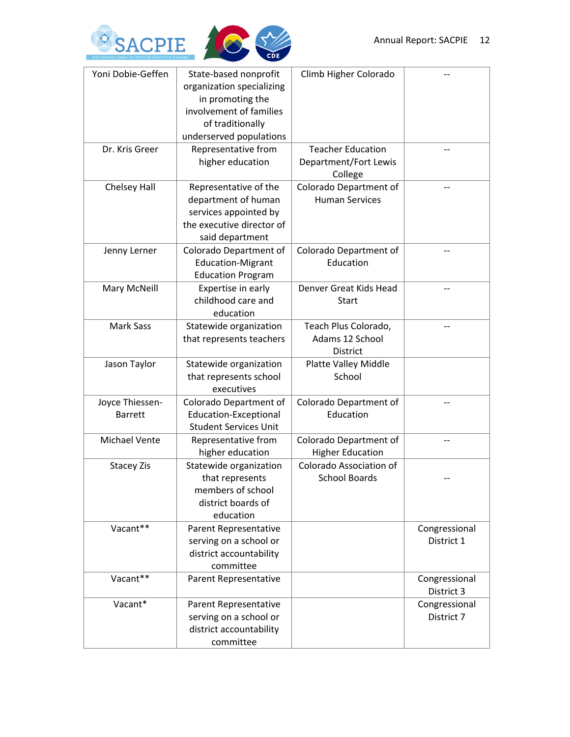| | | | |
|---|---|---|---|
| Yoni Dobie-Geffen | State-based nonprofit organization specializing in promoting the involvement of families of traditionally underserved populations | Climb Higher Colorado | -- |
| Dr. Kris Greer | Representative from higher education | Teacher Education Department/Fort Lewis College | -- |
| Chelsey Hall | Representative of the department of human services appointed by the executive director of said department | Colorado Department of Human Services | -- |
| Jenny Lerner | Colorado Department of Education-Migrant Education Program | Colorado Department of Education | -- |
| Mary McNeill | Expertise in early childhood care and education | Denver Great Kids Head Start | -- |
| Mark Sass | Statewide organization that represents teachers | Teach Plus Colorado, Adams 12 School District | -- |
| Jason Taylor | Statewide organization that represents school executives | Platte Valley Middle School | |
| Joyce Thiessen-Barrett | Colorado Department of Education-Exceptional Student Services Unit | Colorado Department of Education | -- |
| Michael Vente | Representative from higher education | Colorado Department of Higher Education | -- |
| Stacey Zis | Statewide organization that represents members of school district boards of education | Colorado Association of School Boards | -- |
| Vacant** | Parent Representative serving on a school or district accountability committee | | Congressional District 1 |
| Vacant** | Parent Representative | | Congressional District 3 |
| Vacant* | Parent Representative serving on a school or district accountability committee | | Congressional District 7 |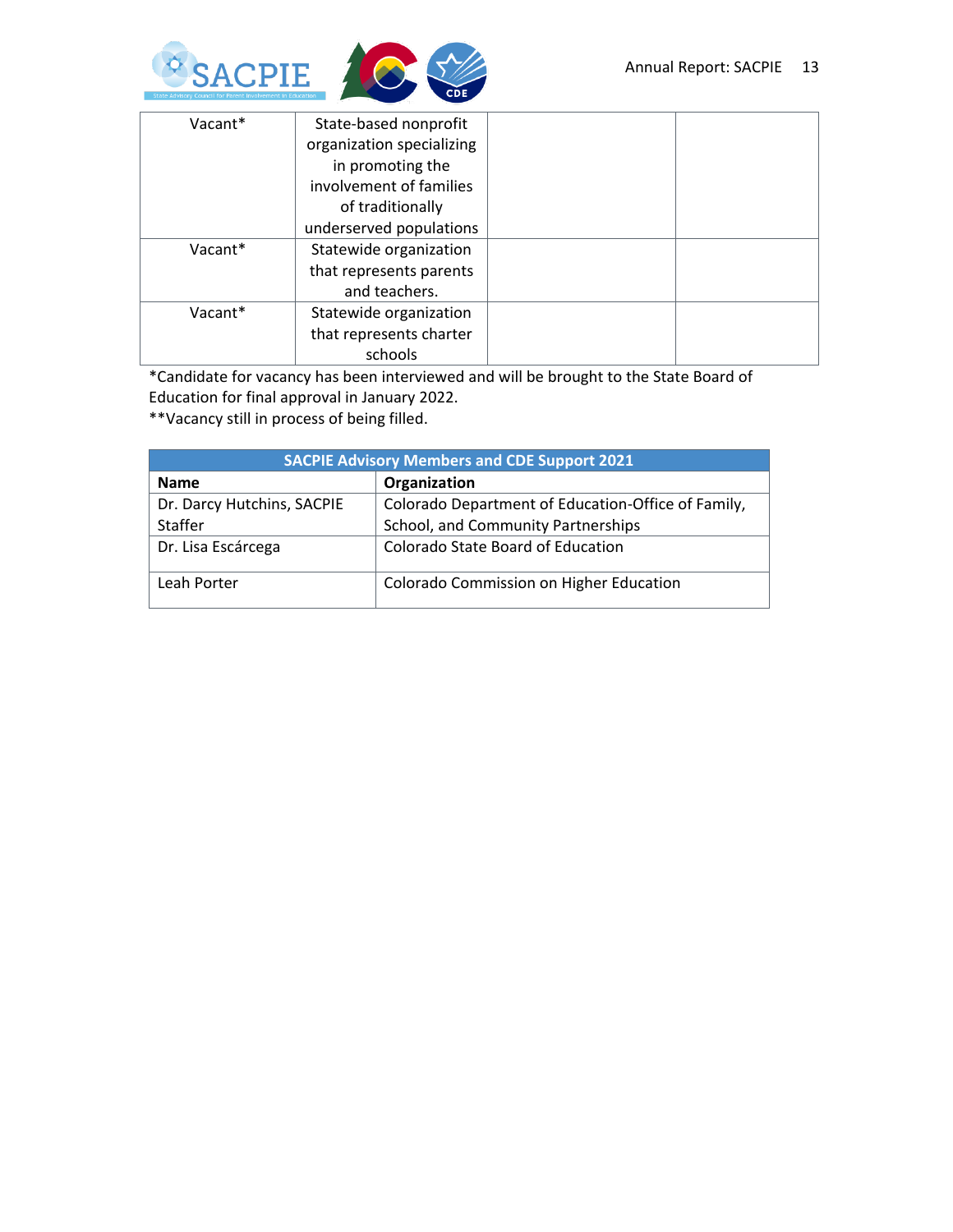| Vacant* | State-based nonprofit organization specializing in promoting the involvement of families of traditionally underserved populations | | |
|---|---|---|---|
| Vacant* | Statewide organization that represents parents and teachers. | | |
| Vacant* | Statewide organization that represents charter schools | | |

*Candidate for vacancy has been interviewed and will be brought to the State Board of Education for final approval in January 2022.
**Vacancy still in process of being filled.

| SACPIE Advisory Members and CDE Support 2021 | |
|---|---|
| **Name** | **Organization** |
| Dr. Darcy Hutchins, SACPIE Staffer | Colorado Department of Education-Office of Family, School, and Community Partnerships |
| Dr. Lisa Escárcega | Colorado State Board of Education |
| Leah Porter | Colorado Commission on Higher Education |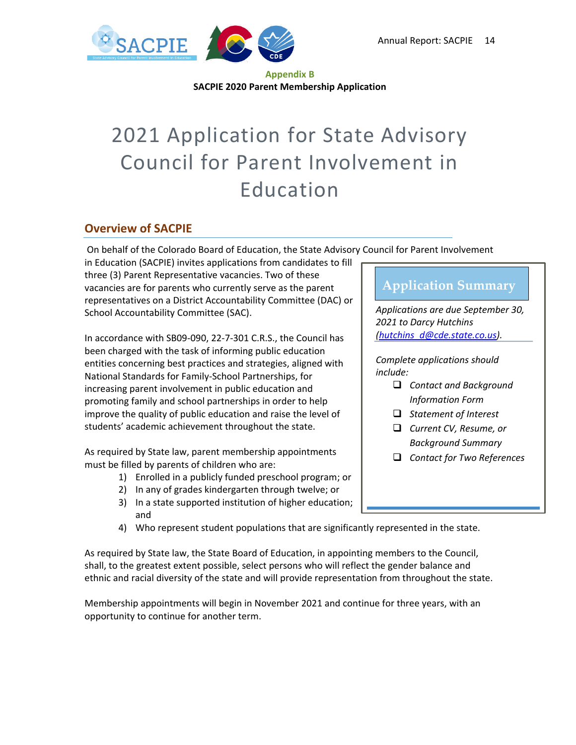**Appendix B**

**SACPIE 2020 Parent Membership Application**

# 2021 Application for State Advisory Council for Parent Involvement in Education

## Overview of SACPIE

On behalf of the Colorado Board of Education, the State Advisory Council for Parent Involvement in Education (SACPIE) invites applications from candidates to fill three (3) Parent Representative vacancies. Two of these vacancies are for parents who currently serve as the parent representatives on a District Accountability Committee (DAC) or School Accountability Committee (SAC).

In accordance with SB09-090, 22-7-301 C.R.S., the Council has been charged with the task of informing public education entities concerning best practices and strategies, aligned with National Standards for Family-School Partnerships, for increasing parent involvement in public education and promoting family and school partnerships in order to help improve the quality of public education and raise the level of students' academic achievement throughout the state.

As required by State law, parent membership appointments must be filled by parents of children who are:

1) Enrolled in a publicly funded preschool program; or
2) In any of grades kindergarten through twelve; or
3) In a state supported institution of higher education; and
4) Who represent student populations that are significantly represented in the state.

As required by State law, the State Board of Education, in appointing members to the Council, shall, to the greatest extent possible, select persons who will reflect the gender balance and ethnic and racial diversity of the state and will provide representation from throughout the state.

Membership appointments will begin in November 2021 and continue for three years, with an opportunity to continue for another term.

### Application Summary

*Applications are due September 30, 2021 to Darcy Hutchins (hutchins_d@cde.state.co.us).*

*Complete applications should include:*

- ❑ *Contact and Background Information Form*
- ❑ *Statement of Interest*
- ❑ *Current CV, Resume, or Background Summary*
- ❑ *Contact for Two References*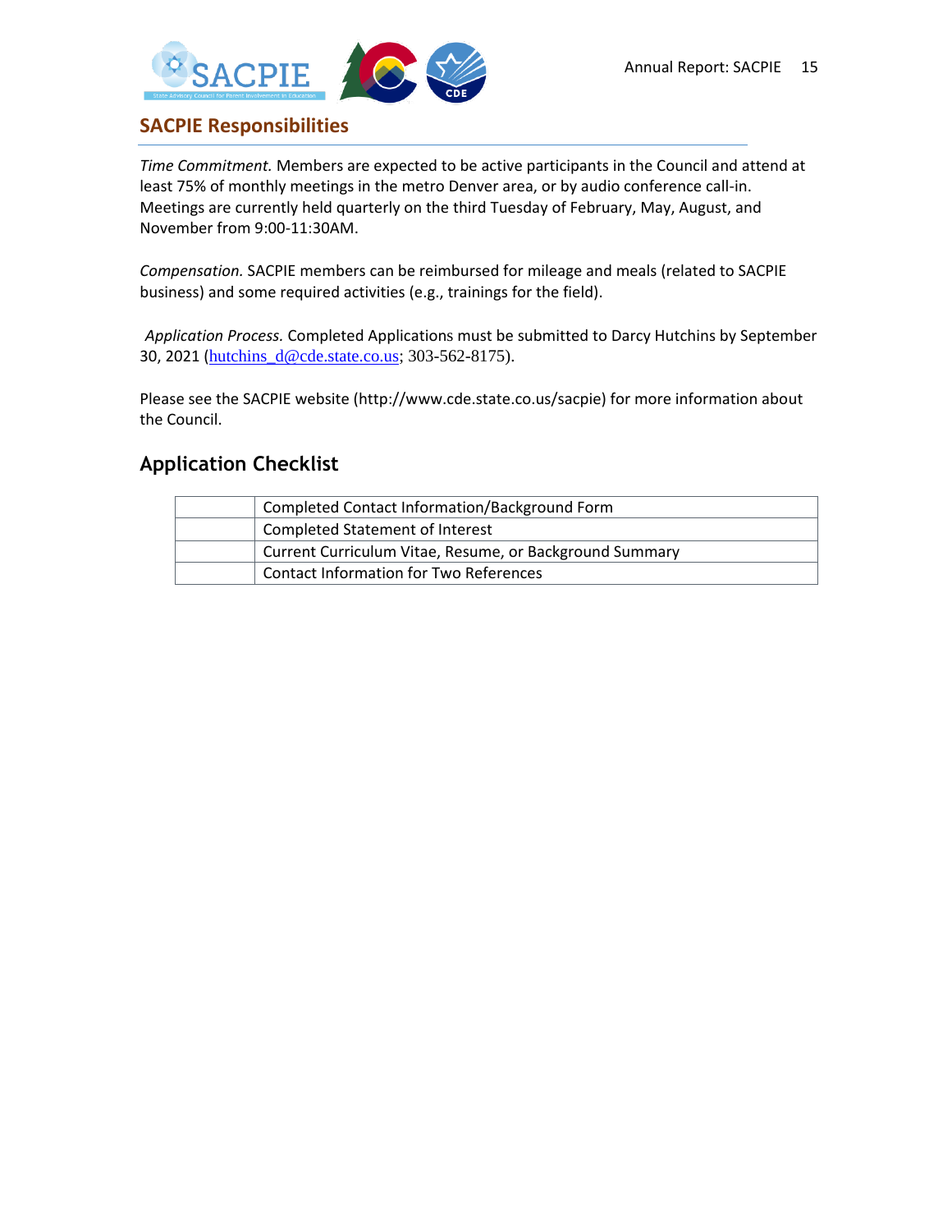## SACPIE Responsibilities

*Time Commitment.* Members are expected to be active participants in the Council and attend at least 75% of monthly meetings in the metro Denver area, or by audio conference call-in. Meetings are currently held quarterly on the third Tuesday of February, May, August, and November from 9:00-11:30AM.

*Compensation.* SACPIE members can be reimbursed for mileage and meals (related to SACPIE business) and some required activities (e.g., trainings for the field).

*Application Process.* Completed Applications must be submitted to Darcy Hutchins by September 30, 2021 (hutchins_d@cde.state.co.us; 303-562-8175).

Please see the SACPIE website (http://www.cde.state.co.us/sacpie) for more information about the Council.

## Application Checklist

| | |
|---|---|
| | Completed Contact Information/Background Form |
| | Completed Statement of Interest |
| | Current Curriculum Vitae, Resume, or Background Summary |
| | Contact Information for Two References |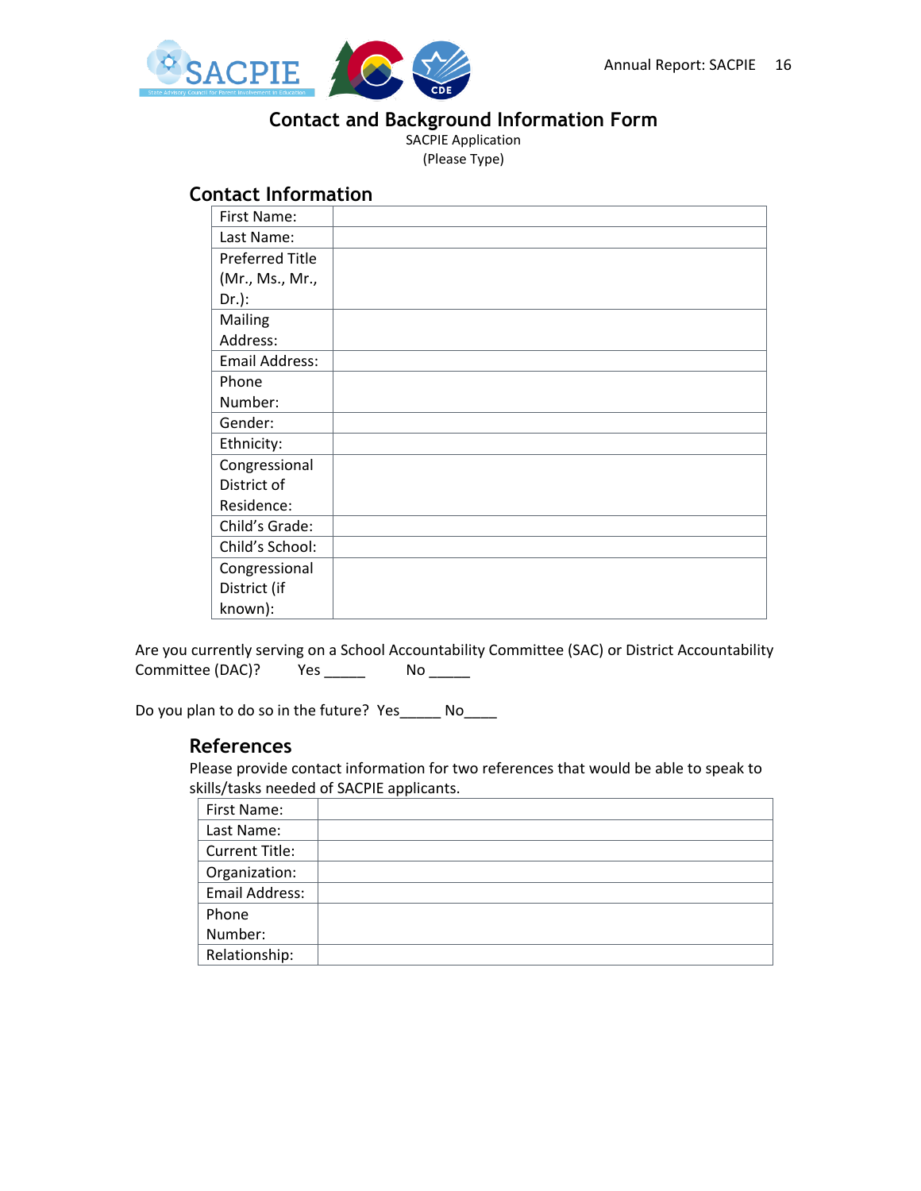# Contact and Background Information Form

SACPIE Application

(Please Type)

## Contact Information

| | |
|---|---|
| First Name: | |
| Last Name: | |
| Preferred Title (Mr., Ms., Mr., Dr.): | |
| Mailing Address: | |
| Email Address: | |
| Phone Number: | |
| Gender: | |
| Ethnicity: | |
| Congressional District of Residence: | |
| Child's Grade: | |
| Child's School: | |
| Congressional District (if known): | |

Are you currently serving on a School Accountability Committee (SAC) or District Accountability Committee (DAC)? Yes _____ No _____

Do you plan to do so in the future? Yes_____ No____

## References

Please provide contact information for two references that would be able to speak to skills/tasks needed of SACPIE applicants.

| | |
|---|---|
| First Name: | |
| Last Name: | |
| Current Title: | |
| Organization: | |
| Email Address: | |
| Phone Number: | |
| Relationship: | |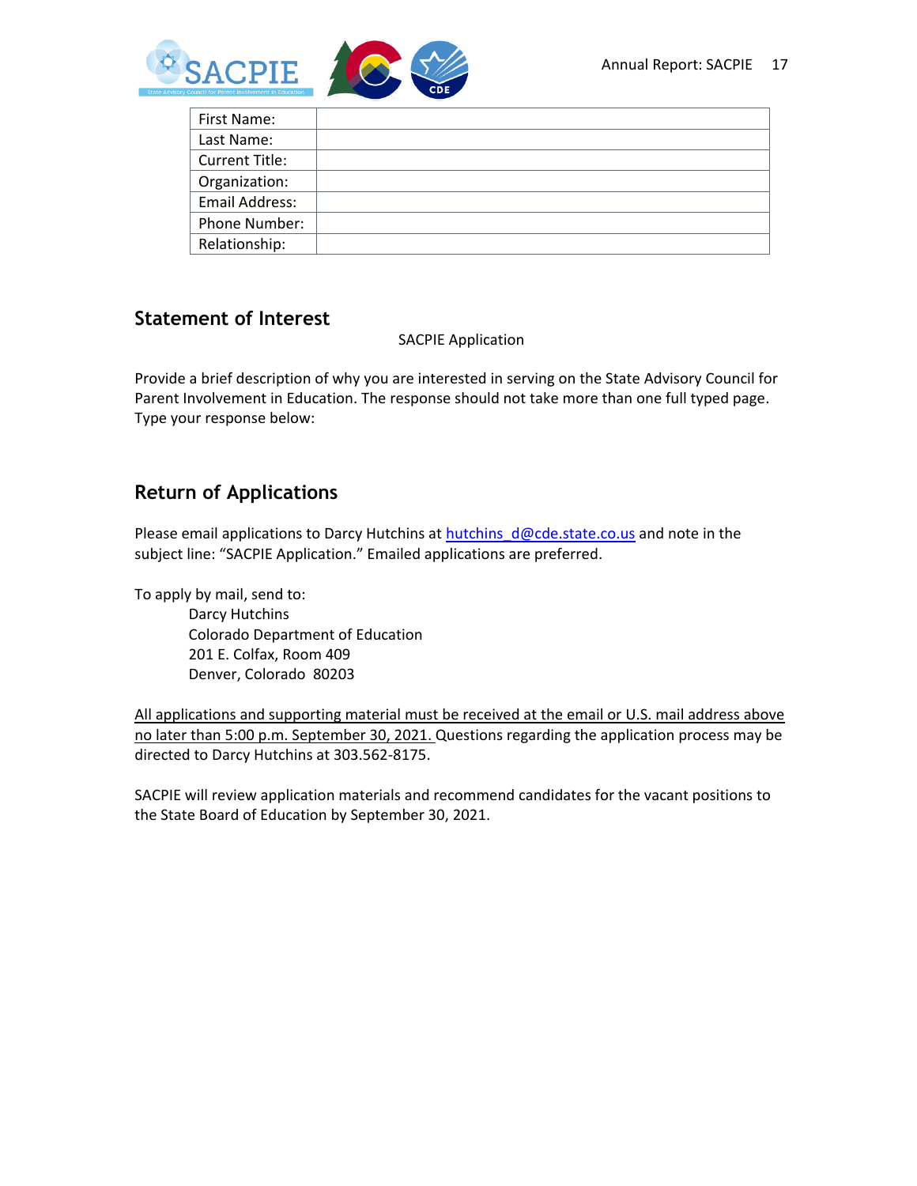| | |
|---|---|
| First Name: | |
| Last Name: | |
| Current Title: | |
| Organization: | |
| Email Address: | |
| Phone Number: | |
| Relationship: | |

## Statement of Interest

SACPIE Application

Provide a brief description of why you are interested in serving on the State Advisory Council for Parent Involvement in Education. The response should not take more than one full typed page. Type your response below:

## Return of Applications

Please email applications to Darcy Hutchins at hutchins_d@cde.state.co.us and note in the subject line: "SACPIE Application." Emailed applications are preferred.

To apply by mail, send to:

Darcy Hutchins
Colorado Department of Education
201 E. Colfax, Room 409
Denver, Colorado 80203

All applications and supporting material must be received at the email or U.S. mail address above no later than 5:00 p.m. September 30, 2021. Questions regarding the application process may be directed to Darcy Hutchins at 303.562-8175.

SACPIE will review application materials and recommend candidates for the vacant positions to the State Board of Education by September 30, 2021.